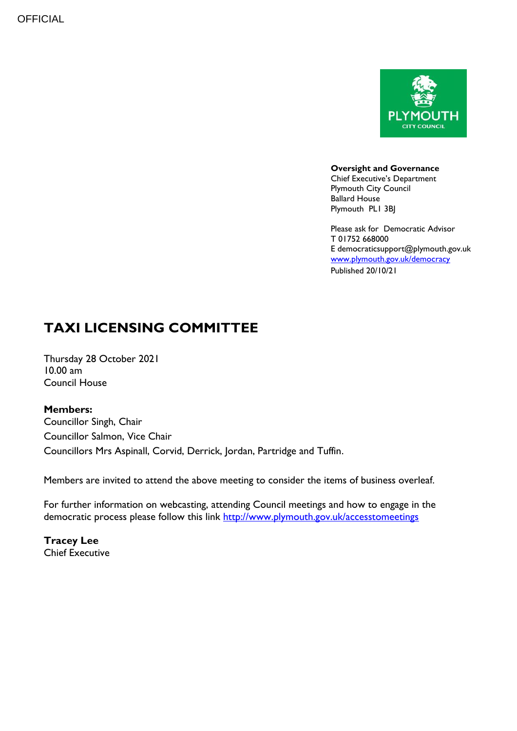OFFICIAL

**Oversight and Governance**
Chief Executive's Department
Plymouth City Council
Ballard House
Plymouth PL1 3BJ

Please ask for Democratic Advisor
T 01752 668000
E democraticsupport@plymouth.gov.uk
[www.plymouth.gov.uk/democracy](http://www.plymouth.gov.uk/democracy)
Published 20/10/21

# TAXI LICENSING COMMITTEE

Thursday 28 October 2021
10.00 am
Council House

**Members:**
Councillor Singh, Chair
Councillor Salmon, Vice Chair
Councillors Mrs Aspinall, Corvid, Derrick, Jordan, Partridge and Tuffin.

Members are invited to attend the above meeting to consider the items of business overleaf.

For further information on webcasting, attending Council meetings and how to engage in the democratic process please follow this link [http://www.plymouth.gov.uk/accesstomeetings](http://www.plymouth.gov.uk/accesstomeetings)

**Tracey Lee**
Chief Executive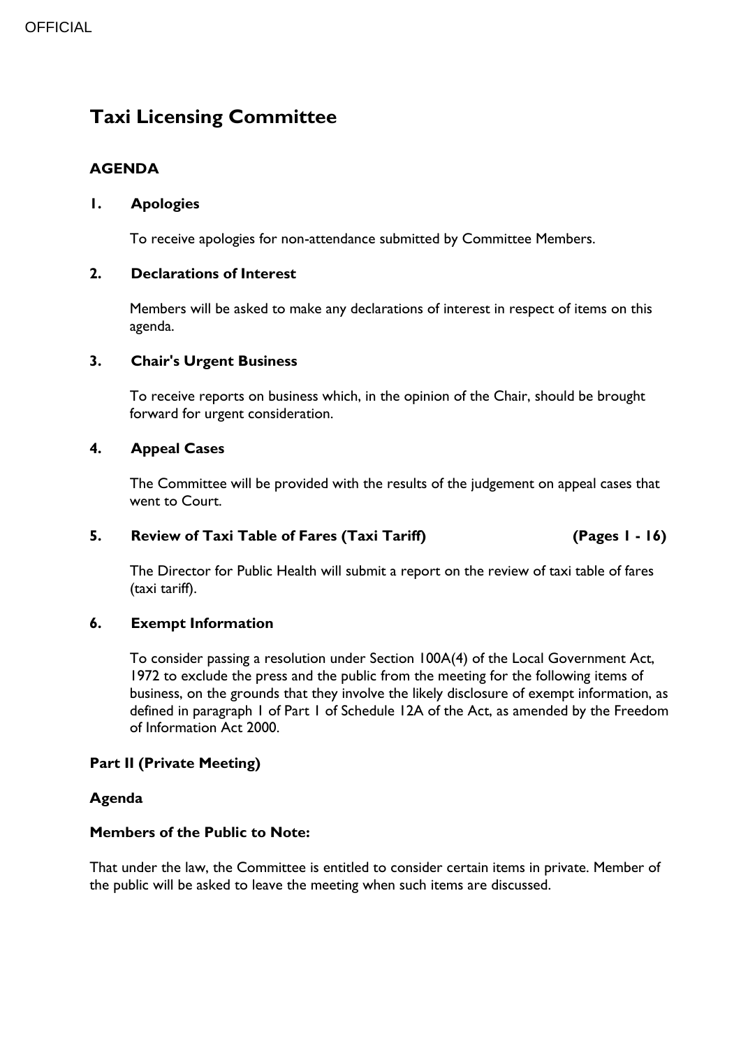OFFICIAL

# Taxi Licensing Committee

## AGENDA

### 1. Apologies

To receive apologies for non-attendance submitted by Committee Members.

### 2. Declarations of Interest

Members will be asked to make any declarations of interest in respect of items on this agenda.

### 3. Chair's Urgent Business

To receive reports on business which, in the opinion of the Chair, should be brought forward for urgent consideration.

### 4. Appeal Cases

The Committee will be provided with the results of the judgement on appeal cases that went to Court.

### 5. Review of Taxi Table of Fares (Taxi Tariff) (Pages 1 - 16)

The Director for Public Health will submit a report on the review of taxi table of fares (taxi tariff).

### 6. Exempt Information

To consider passing a resolution under Section 100A(4) of the Local Government Act, 1972 to exclude the press and the public from the meeting for the following items of business, on the grounds that they involve the likely disclosure of exempt information, as defined in paragraph 1 of Part 1 of Schedule 12A of the Act, as amended by the Freedom of Information Act 2000.

**Part II (Private Meeting)**

**Agenda**

**Members of the Public to Note:**

That under the law, the Committee is entitled to consider certain items in private. Member of the public will be asked to leave the meeting when such items are discussed.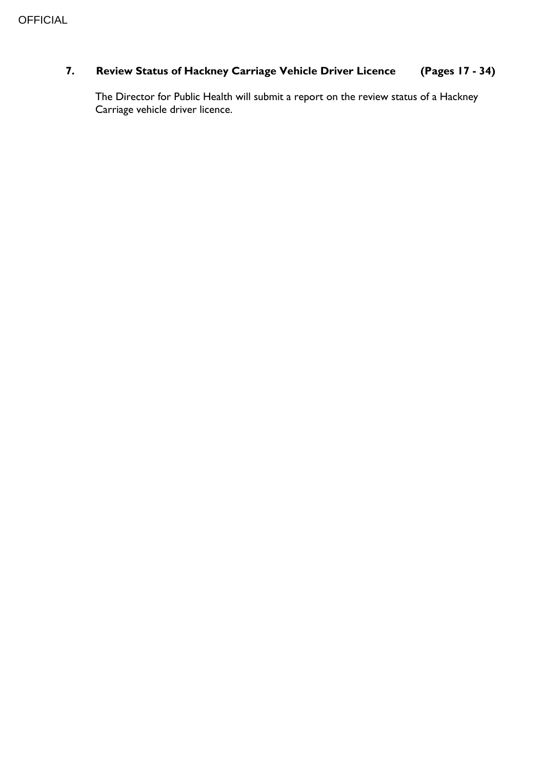**7. Review Status of Hackney Carriage Vehicle Driver Licence (Pages 17 - 34)**

The Director for Public Health will submit a report on the review status of a Hackney Carriage vehicle driver licence.